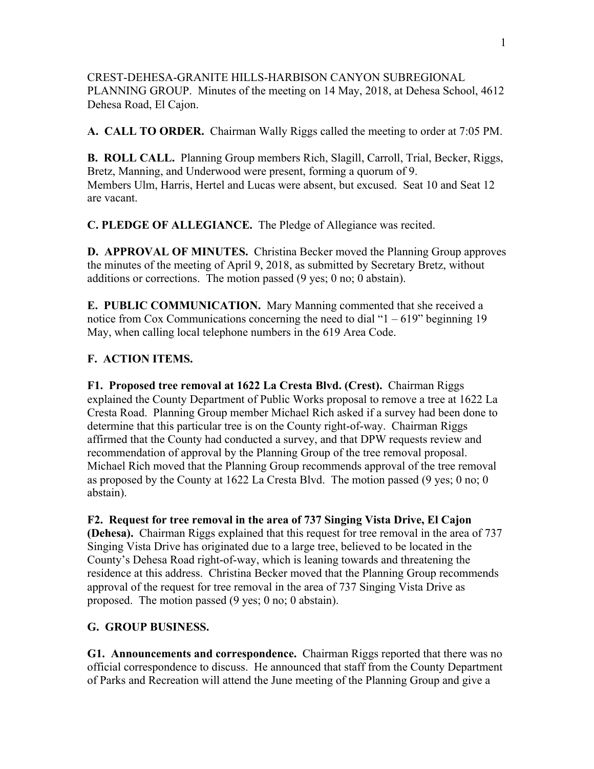CREST-DEHESA-GRANITE HILLS-HARBISON CANYON SUBREGIONAL PLANNING GROUP. Minutes of the meeting on 14 May, 2018, at Dehesa School, 4612 Dehesa Road, El Cajon.

**A. CALL TO ORDER.** Chairman Wally Riggs called the meeting to order at 7:05 PM.

**B. ROLL CALL.** Planning Group members Rich, Slagill, Carroll, Trial, Becker, Riggs, Bretz, Manning, and Underwood were present, forming a quorum of 9. Members Ulm, Harris, Hertel and Lucas were absent, but excused. Seat 10 and Seat 12 are vacant.

**C. PLEDGE OF ALLEGIANCE.** The Pledge of Allegiance was recited.

**D. APPROVAL OF MINUTES.** Christina Becker moved the Planning Group approves the minutes of the meeting of April 9, 2018, as submitted by Secretary Bretz, without additions or corrections. The motion passed (9 yes; 0 no; 0 abstain).

**E. PUBLIC COMMUNICATION.** Mary Manning commented that she received a notice from Cox Communications concerning the need to dial "1 – 619" beginning 19 May, when calling local telephone numbers in the 619 Area Code.

**F. ACTION ITEMS.**

**F1. Proposed tree removal at 1622 La Cresta Blvd. (Crest).** Chairman Riggs explained the County Department of Public Works proposal to remove a tree at 1622 La Cresta Road. Planning Group member Michael Rich asked if a survey had been done to determine that this particular tree is on the County right-of-way. Chairman Riggs affirmed that the County had conducted a survey, and that DPW requests review and recommendation of approval by the Planning Group of the tree removal proposal. Michael Rich moved that the Planning Group recommends approval of the tree removal as proposed by the County at 1622 La Cresta Blvd. The motion passed (9 yes; 0 no; 0 abstain).

**F2. Request for tree removal in the area of 737 Singing Vista Drive, El Cajon (Dehesa).** Chairman Riggs explained that this request for tree removal in the area of 737 Singing Vista Drive has originated due to a large tree, believed to be located in the County's Dehesa Road right-of-way, which is leaning towards and threatening the residence at this address. Christina Becker moved that the Planning Group recommends approval of the request for tree removal in the area of 737 Singing Vista Drive as proposed. The motion passed (9 yes; 0 no; 0 abstain).

**G. GROUP BUSINESS.**

**G1. Announcements and correspondence.** Chairman Riggs reported that there was no official correspondence to discuss. He announced that staff from the County Department of Parks and Recreation will attend the June meeting of the Planning Group and give a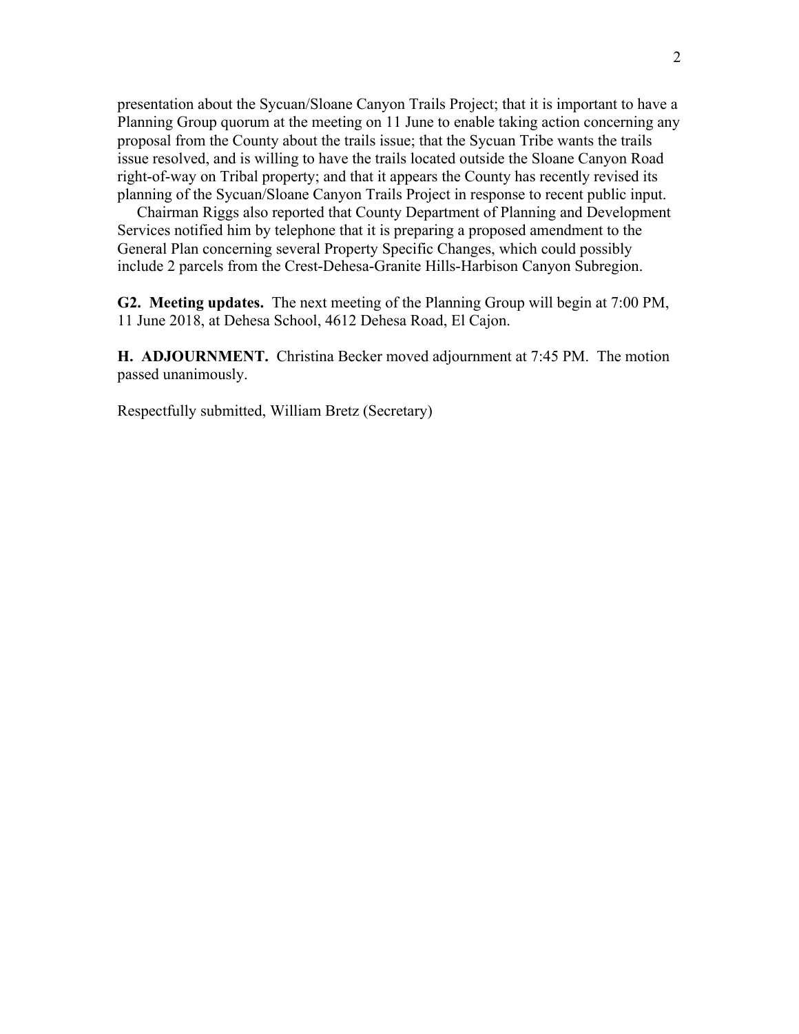presentation about the Sycuan/Sloane Canyon Trails Project; that it is important to have a Planning Group quorum at the meeting on 11 June to enable taking action concerning any proposal from the County about the trails issue; that the Sycuan Tribe wants the trails issue resolved, and is willing to have the trails located outside the Sloane Canyon Road right-of-way on Tribal property; and that it appears the County has recently revised its planning of the Sycuan/Sloane Canyon Trails Project in response to recent public input.

Chairman Riggs also reported that County Department of Planning and Development Services notified him by telephone that it is preparing a proposed amendment to the General Plan concerning several Property Specific Changes, which could possibly include 2 parcels from the Crest-Dehesa-Granite Hills-Harbison Canyon Subregion.

**G2. Meeting updates.** The next meeting of the Planning Group will begin at 7:00 PM, 11 June 2018, at Dehesa School, 4612 Dehesa Road, El Cajon.

**H. ADJOURNMENT.** Christina Becker moved adjournment at 7:45 PM. The motion passed unanimously.

Respectfully submitted, William Bretz (Secretary)